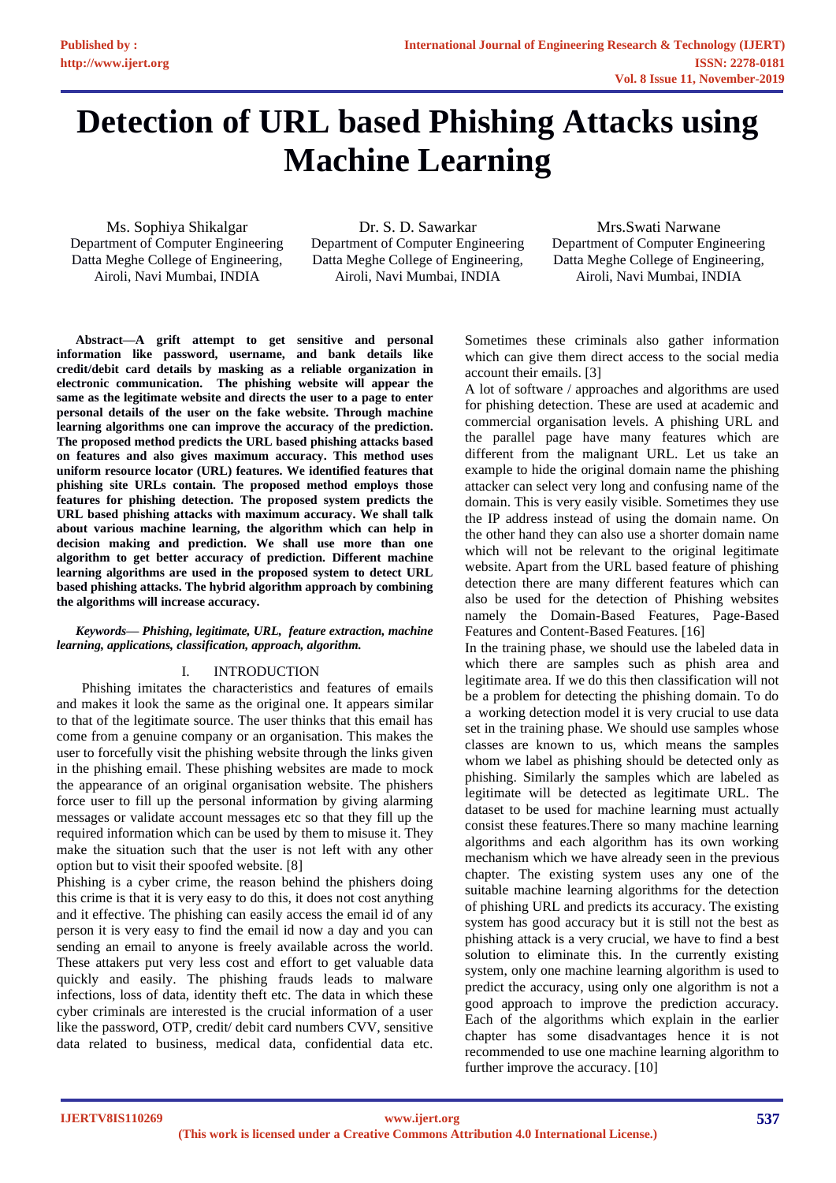# Detection of URL based Phishing Attacks using Machine Learning

Ms. Sophiya Shikalgar
Department of Computer Engineering
Datta Meghe College of Engineering,
Airoli, Navi Mumbai, INDIA

Dr. S. D. Sawarkar
Department of Computer Engineering
Datta Meghe College of Engineering,
Airoli, Navi Mumbai, INDIA

Mrs.Swati Narwane
Department of Computer Engineering
Datta Meghe College of Engineering,
Airoli, Navi Mumbai, INDIA

**Abstract—A grift attempt to get sensitive and personal information like password, username, and bank details like credit/debit card details by masking as a reliable organization in electronic communication. The phishing website will appear the same as the legitimate website and directs the user to a page to enter personal details of the user on the fake website. Through machine learning algorithms one can improve the accuracy of the prediction. The proposed method predicts the URL based phishing attacks based on features and also gives maximum accuracy. This method uses uniform resource locator (URL) features. We identified features that phishing site URLs contain. The proposed method employs those features for phishing detection. The proposed system predicts the URL based phishing attacks with maximum accuracy. We shall talk about various machine learning, the algorithm which can help in decision making and prediction. We shall use more than one algorithm to get better accuracy of prediction. Different machine learning algorithms are used in the proposed system to detect URL based phishing attacks. The hybrid algorithm approach by combining the algorithms will increase accuracy.**

***Keywords— Phishing, legitimate, URL, feature extraction, machine learning, applications, classification, approach, algorithm.***

## I. INTRODUCTION

Phishing imitates the characteristics and features of emails and makes it look the same as the original one. It appears similar to that of the legitimate source. The user thinks that this email has come from a genuine company or an organisation. This makes the user to forcefully visit the phishing website through the links given in the phishing email. These phishing websites are made to mock the appearance of an original organisation website. The phishers force user to fill up the personal information by giving alarming messages or validate account messages etc so that they fill up the required information which can be used by them to misuse it. They make the situation such that the user is not left with any other option but to visit their spoofed website. [8]

Phishing is a cyber crime, the reason behind the phishers doing this crime is that it is very easy to do this, it does not cost anything and it effective. The phishing can easily access the email id of any person it is very easy to find the email id now a day and you can sending an email to anyone is freely available across the world. These attakers put very less cost and effort to get valuable data quickly and easily. The phishing frauds leads to malware infections, loss of data, identity theft etc. The data in which these cyber criminals are interested is the crucial information of a user like the password, OTP, credit/ debit card numbers CVV, sensitive data related to business, medical data, confidential data etc. Sometimes these criminals also gather information which can give them direct access to the social media account their emails. [3]

A lot of software / approaches and algorithms are used for phishing detection. These are used at academic and commercial organisation levels. A phishing URL and the parallel page have many features which are different from the malignant URL. Let us take an example to hide the original domain name the phishing attacker can select very long and confusing name of the domain. This is very easily visible. Sometimes they use the IP address instead of using the domain name. On the other hand they can also use a shorter domain name which will not be relevant to the original legitimate website. Apart from the URL based feature of phishing detection there are many different features which can also be used for the detection of Phishing websites namely the Domain-Based Features, Page-Based Features and Content-Based Features. [16]

In the training phase, we should use the labeled data in which there are samples such as phish area and legitimate area. If we do this then classification will not be a problem for detecting the phishing domain. To do a working detection model it is very crucial to use data set in the training phase. We should use samples whose classes are known to us, which means the samples whom we label as phishing should be detected only as phishing. Similarly the samples which are labeled as legitimate will be detected as legitimate URL. The dataset to be used for machine learning must actually consist these features.There so many machine learning algorithms and each algorithm has its own working mechanism which we have already seen in the previous chapter. The existing system uses any one of the suitable machine learning algorithms for the detection of phishing URL and predicts its accuracy. The existing system has good accuracy but it is still not the best as phishing attack is a very crucial, we have to find a best solution to eliminate this. In the currently existing system, only one machine learning algorithm is used to predict the accuracy, using only one algorithm is not a good approach to improve the prediction accuracy. Each of the algorithms which explain in the earlier chapter has some disadvantages hence it is not recommended to use one machine learning algorithm to further improve the accuracy. [10]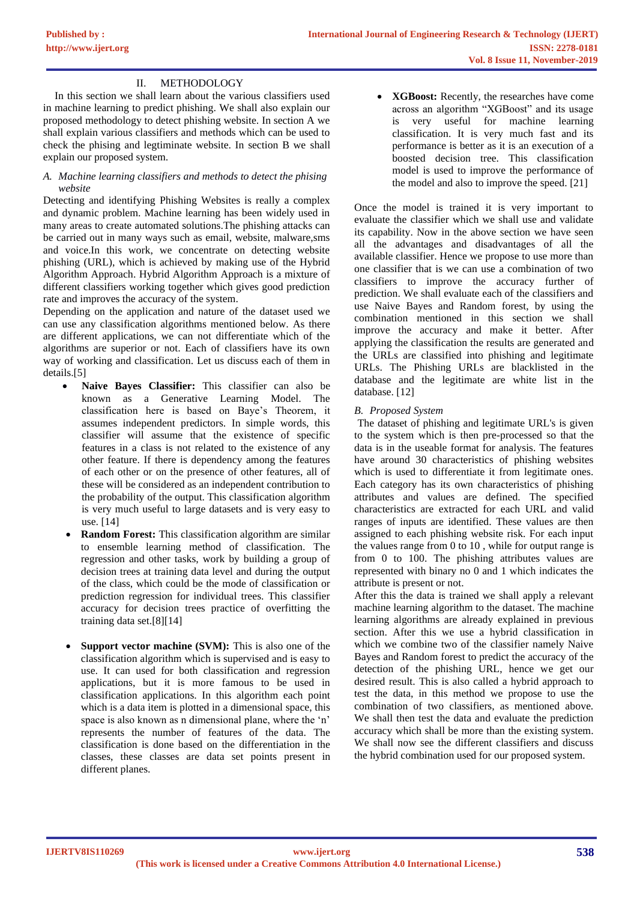## II. METHODOLOGY

In this section we shall learn about the various classifiers used in machine learning to predict phishing. We shall also explain our proposed methodology to detect phishing website. In section A we shall explain various classifiers and methods which can be used to check the phising and legtiminate website. In section B we shall explain our proposed system.

### *A. Machine learning classifiers and methods to detect the phising website*

Detecting and identifying Phishing Websites is really a complex and dynamic problem. Machine learning has been widely used in many areas to create automated solutions.The phishing attacks can be carried out in many ways such as email, website, malware,sms and voice.In this work, we concentrate on detecting website phishing (URL), which is achieved by making use of the Hybrid Algorithm Approach. Hybrid Algorithm Approach is a mixture of different classifiers working together which gives good prediction rate and improves the accuracy of the system.

Depending on the application and nature of the dataset used we can use any classification algorithms mentioned below. As there are different applications, we can not differentiate which of the algorithms are superior or not. Each of classifiers have its own way of working and classification. Let us discuss each of them in details.[5]

- **Naive Bayes Classifier:** This classifier can also be known as a Generative Learning Model. The classification here is based on Baye's Theorem, it assumes independent predictors. In simple words, this classifier will assume that the existence of specific features in a class is not related to the existence of any other feature. If there is dependency among the features of each other or on the presence of other features, all of these will be considered as an independent contribution to the probability of the output. This classification algorithm is very much useful to large datasets and is very easy to use. [14]
- **Random Forest:** This classification algorithm are similar to ensemble learning method of classification. The regression and other tasks, work by building a group of decision trees at training data level and during the output of the class, which could be the mode of classification or prediction regression for individual trees. This classifier accuracy for decision trees practice of overfitting the training data set.[8][14]
- **Support vector machine (SVM):** This is also one of the classification algorithm which is supervised and is easy to use. It can used for both classification and regression applications, but it is more famous to be used in classification applications. In this algorithm each point which is a data item is plotted in a dimensional space, this space is also known as n dimensional plane, where the 'n' represents the number of features of the data. The classification is done based on the differentiation in the classes, these classes are data set points present in different planes.
- **XGBoost:** Recently, the researches have come across an algorithm "XGBoost" and its usage is very useful for machine learning classification. It is very much fast and its performance is better as it is an execution of a boosted decision tree. This classification model is used to improve the performance of the model and also to improve the speed. [21]

Once the model is trained it is very important to evaluate the classifier which we shall use and validate its capability. Now in the above section we have seen all the advantages and disadvantages of all the available classifier. Hence we propose to use more than one classifier that is we can use a combination of two classifiers to improve the accuracy further of prediction. We shall evaluate each of the classifiers and use Naive Bayes and Random forest, by using the combination mentioned in this section we shall improve the accuracy and make it better. After applying the classification the results are generated and the URLs are classified into phishing and legitimate URLs. The Phishing URLs are blacklisted in the database and the legitimate are white list in the database. [12]

### *B. Proposed System*

The dataset of phishing and legitimate URL's is given to the system which is then pre-processed so that the data is in the useable format for analysis. The features have around 30 characteristics of phishing websites which is used to differentiate it from legitimate ones. Each category has its own characteristics of phishing attributes and values are defined. The specified characteristics are extracted for each URL and valid ranges of inputs are identified. These values are then assigned to each phishing website risk. For each input the values range from 0 to 10 , while for output range is from 0 to 100. The phishing attributes values are represented with binary no 0 and 1 which indicates the attribute is present or not.

After this the data is trained we shall apply a relevant machine learning algorithm to the dataset. The machine learning algorithms are already explained in previous section. After this we use a hybrid classification in which we combine two of the classifier namely Naive Bayes and Random forest to predict the accuracy of the detection of the phishing URL, hence we get our desired result. This is also called a hybrid approach to test the data, in this method we propose to use the combination of two classifiers, as mentioned above. We shall then test the data and evaluate the prediction accuracy which shall be more than the existing system. We shall now see the different classifiers and discuss the hybrid combination used for our proposed system.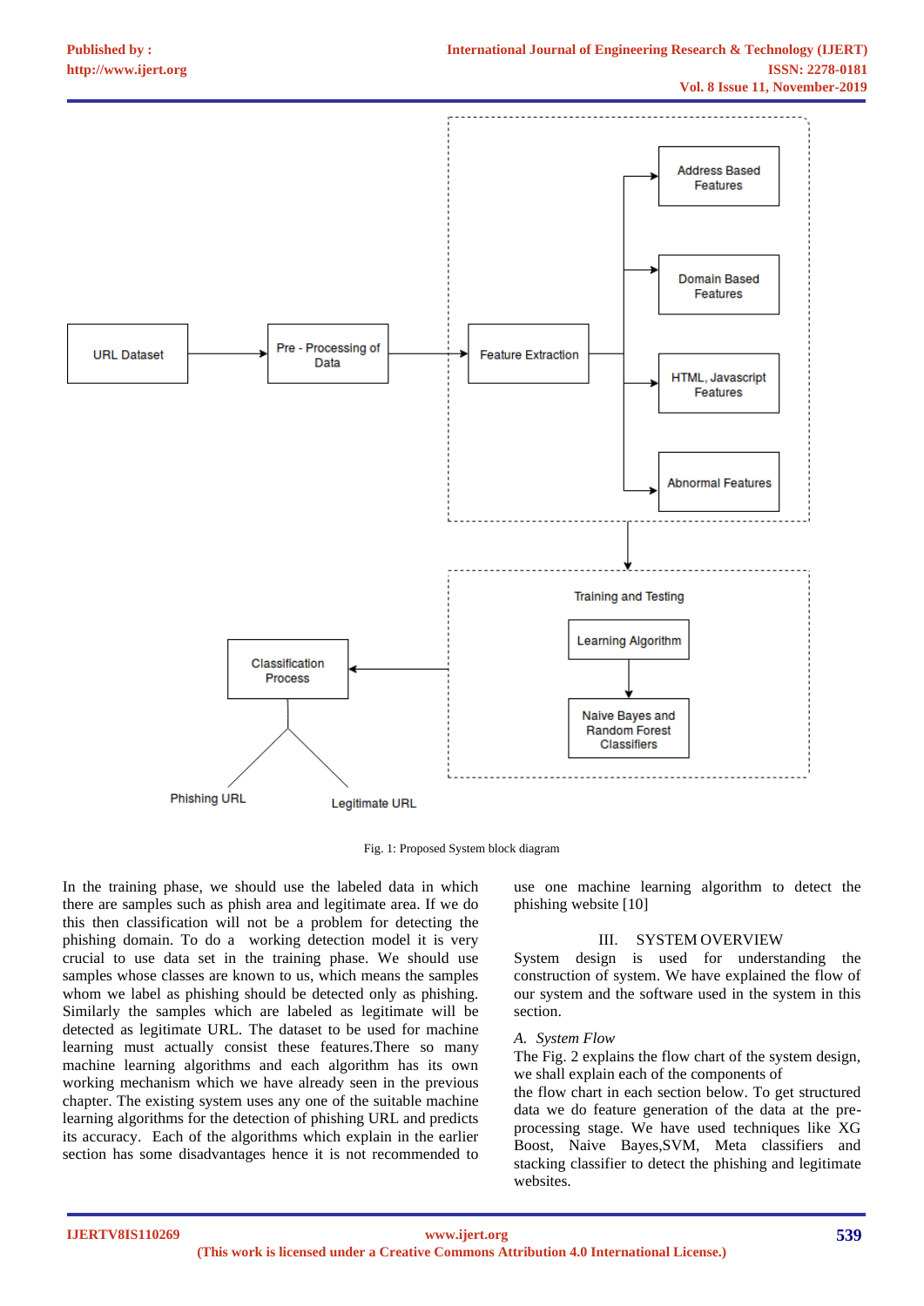Fig. 1: Proposed System block diagram

In the training phase, we should use the labeled data in which there are samples such as phish area and legitimate area. If we do this then classification will not be a problem for detecting the phishing domain. To do a working detection model it is very crucial to use data set in the training phase. We should use samples whose classes are known to us, which means the samples whom we label as phishing should be detected only as phishing. Similarly the samples which are labeled as legitimate will be detected as legitimate URL. The dataset to be used for machine learning must actually consist these features.There so many machine learning algorithms and each algorithm has its own working mechanism which we have already seen in the previous chapter. The existing system uses any one of the suitable machine learning algorithms for the detection of phishing URL and predicts its accuracy. Each of the algorithms which explain in the earlier section has some disadvantages hence it is not recommended to use one machine learning algorithm to detect the phishing website [10]

## III. SYSTEM OVERVIEW

System design is used for understanding the construction of system. We have explained the flow of our system and the software used in the system in this section.

### *A. System Flow*

The Fig. 2 explains the flow chart of the system design, we shall explain each of the components of the flow chart in each section below. To get structured data we do feature generation of the data at the pre-processing stage. We have used techniques like XG Boost, Naive Bayes,SVM, Meta classifiers and stacking classifier to detect the phishing and legitimate websites.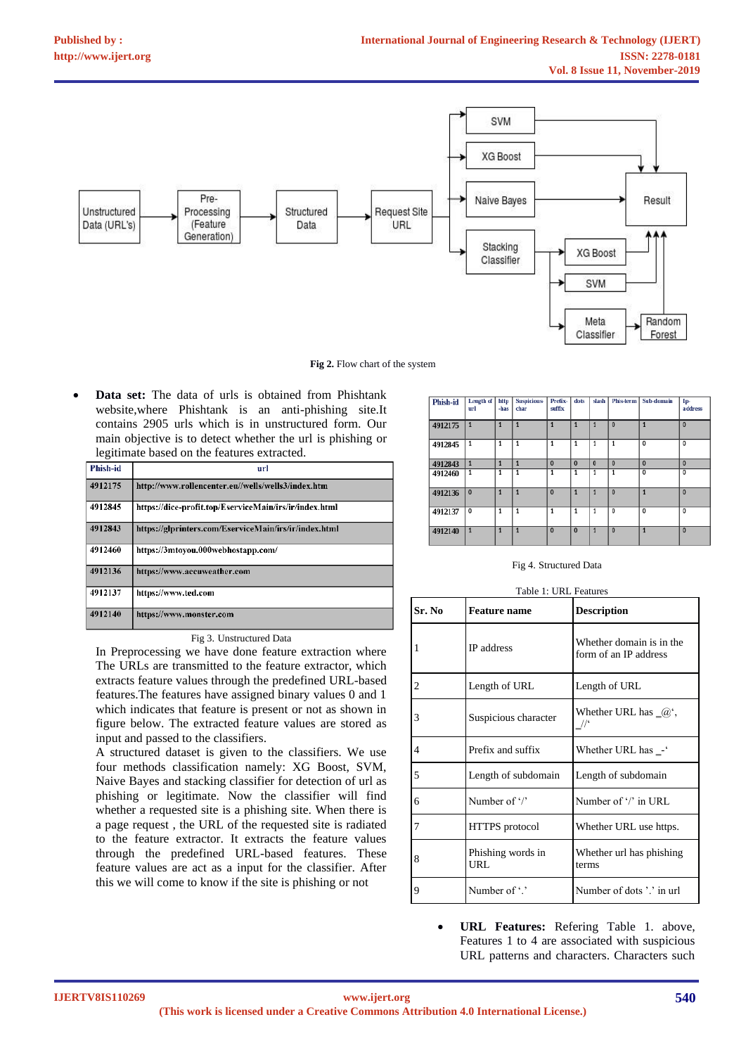Fig 2. Flow chart of the system

- **Data set:** The data of urls is obtained from Phishtank website,where Phishtank is an anti-phishing site.It contains 2905 urls which is in unstructured form. Our main objective is to detect whether the url is phishing or legitimate based on the features extracted.

| Phish-id | url |
|---|---|
| 4912175 | http://www.rollencenter.eu//wells/wells3/index.htm |
| 4912845 | https://dice-profit.top/EserviceMain/irs/ir/index.html |
| 4912843 | https://glprinters.com/EserviceMain/irs/ir/index.html |
| 4912460 | https://3mtoyou.000webhostapp.com/ |
| 4912136 | https://www.accuweather.com |
| 4912137 | https://www.ted.com |
| 4912140 | https://www.monster.com |

Fig 3. Unstructured Data

In Preprocessing we have done feature extraction where The URLs are transmitted to the feature extractor, which extracts feature values through the predefined URL-based features.The features have assigned binary values 0 and 1 which indicates that feature is present or not as shown in figure below. The extracted feature values are stored as input and passed to the classifiers.

A structured dataset is given to the classifiers. We use four methods classification namely: XG Boost, SVM, Naive Bayes and stacking classifier for detection of url as phishing or legitimate. Now the classifier will find whether a requested site is a phishing site. When there is a page request , the URL of the requested site is radiated to the feature extractor. It extracts the feature values through the predefined URL-based features. These feature values are act as a input for the classifier. After this we will come to know if the site is phishing or not

| Phish-id | Length of url | http-has | Suspicious char | Prefix-suffix | dots | slash | Phis-term | Sub-domain | Ip-address |
|---|---|---|---|---|---|---|---|---|---|
| 4912175 | 1 | 1 | 1 | 1 | 1 | 1 | 0 | 1 | 0 |
| 4912845 | 1 | 1 | 1 | 1 | 1 | 1 | 1 | 0 | 0 |
| 4912843 | 1 | 1 | 1 | 0 | 0 | 0 | 0 | 0 | 0 |
| 4912460 | 1 | 1 | 1 | 1 | 1 | 1 | 1 | 0 | 0 |
| 4912136 | 0 | 1 | 1 | 0 | 1 | 1 | 0 | 1 | 0 |
| 4912137 | 0 | 1 | 1 | 1 | 1 | 1 | 0 | 0 | 0 |
| 4912140 | 1 | 1 | 1 | 0 | 0 | 1 | 0 | 1 | 0 |

Fig 4. Structured Data

Table 1: URL Features

| Sr. No | Feature name | Description |
|---|---|---|
| 1 | IP address | Whether domain is in the form of an IP address |
| 2 | Length of URL | Length of URL |
| 3 | Suspicious character | Whether URL has '@', '//' |
| 4 | Prefix and suffix | Whether URL has '-' |
| 5 | Length of subdomain | Length of subdomain |
| 6 | Number of '/' | Number of '/' in URL |
| 7 | HTTPS protocol | Whether URL use https. |
| 8 | Phishing words in URL | Whether url has phishing terms |
| 9 | Number of '.' | Number of dots '.' in url |

- **URL Features:** Refering Table 1. above, Features 1 to 4 are associated with suspicious URL patterns and characters. Characters such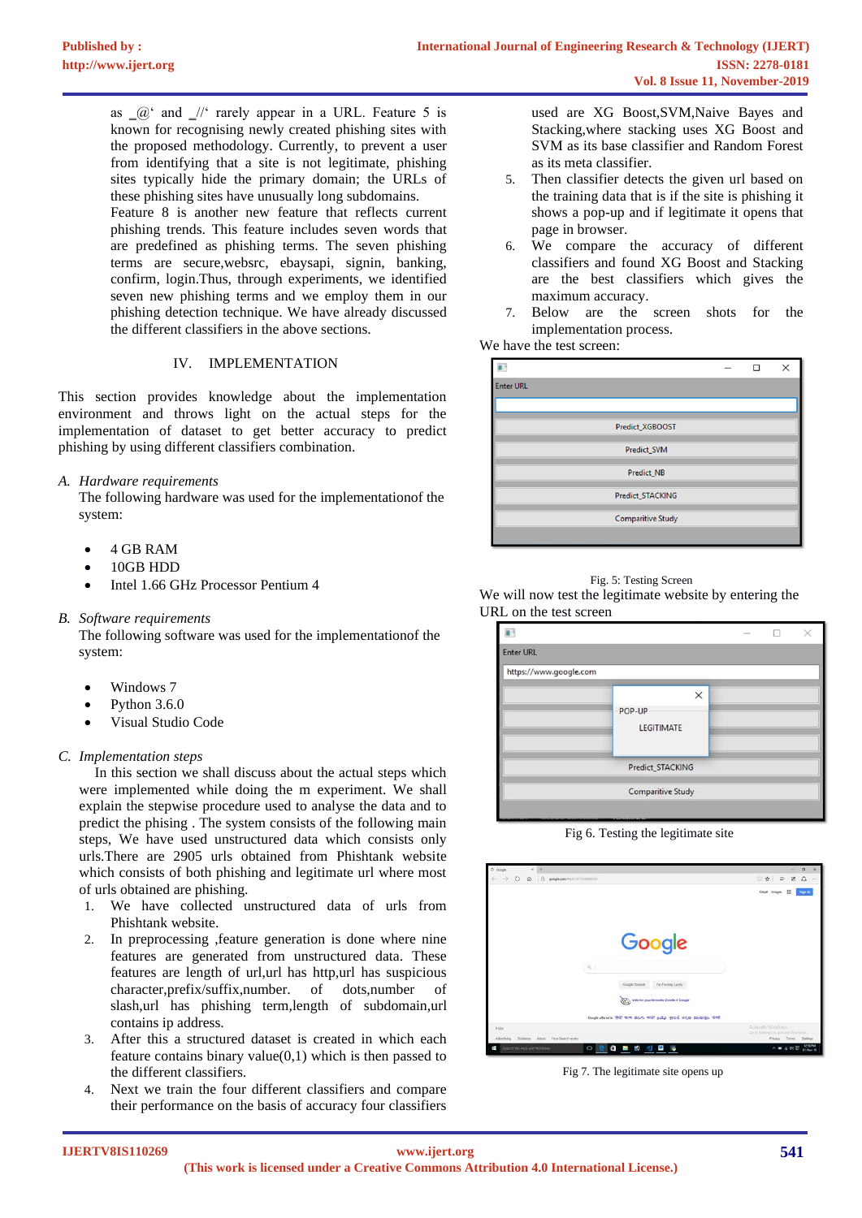as _@' and _//' rarely appear in a URL. Feature 5 is known for recognising newly created phishing sites with the proposed methodology. Currently, to prevent a user from identifying that a site is not legitimate, phishing sites typically hide the primary domain; the URLs of these phishing sites have unusually long subdomains. Feature 8 is another new feature that reflects current phishing trends. This feature includes seven words that are predefined as phishing terms. The seven phishing terms are secure,websrc, ebaysapi, signin, banking, confirm, login.Thus, through experiments, we identified seven new phishing terms and we employ them in our phishing detection technique. We have already discussed the different classifiers in the above sections.

## IV. IMPLEMENTATION

This section provides knowledge about the implementation environment and throws light on the actual steps for the implementation of dataset to get better accuracy to predict phishing by using different classifiers combination.

### *A. Hardware requirements*

The following hardware was used for the implementationof the system:

- 4 GB RAM
- 10GB HDD
- Intel 1.66 GHz Processor Pentium 4

### *B. Software requirements*

The following software was used for the implementationof the system:

- Windows 7
- Python 3.6.0
- Visual Studio Code

### *C. Implementation steps*

In this section we shall discuss about the actual steps which were implemented while doing the m experiment. We shall explain the stepwise procedure used to analyse the data and to predict the phising . The system consists of the following main steps, We have used unstructured data which consists only urls.There are 2905 urls obtained from Phishtank website which consists of both phishing and legitimate url where most of urls obtained are phishing.

1. We have collected unstructured data of urls from Phishtank website.
2. In preprocessing ,feature generation is done where nine features are generated from unstructured data. These features are length of url,url has http,url has suspicious character,prefix/suffix,number. of dots,number of slash,url has phishing term,length of subdomain,url contains ip address.
3. After this a structured dataset is created in which each feature contains binary value(0,1) which is then passed to the different classifiers.
4. Next we train the four different classifiers and compare their performance on the basis of accuracy four classifiers used are XG Boost,SVM,Naive Bayes and Stacking,where stacking uses XG Boost and SVM as its base classifier and Random Forest as its meta classifier.
5. Then classifier detects the given url based on the training data that is if the site is phishing it shows a pop-up and if legitimate it opens that page in browser.
6. We compare the accuracy of different classifiers and found XG Boost and Stacking are the best classifiers which gives the maximum accuracy.
7. Below are the screen shots for the implementation process.

We have the test screen:

Fig. 5: Testing Screen

We will now test the legitimate website by entering the URL on the test screen

Fig 6. Testing the legitimate site

Fig 7. The legitimate site opens up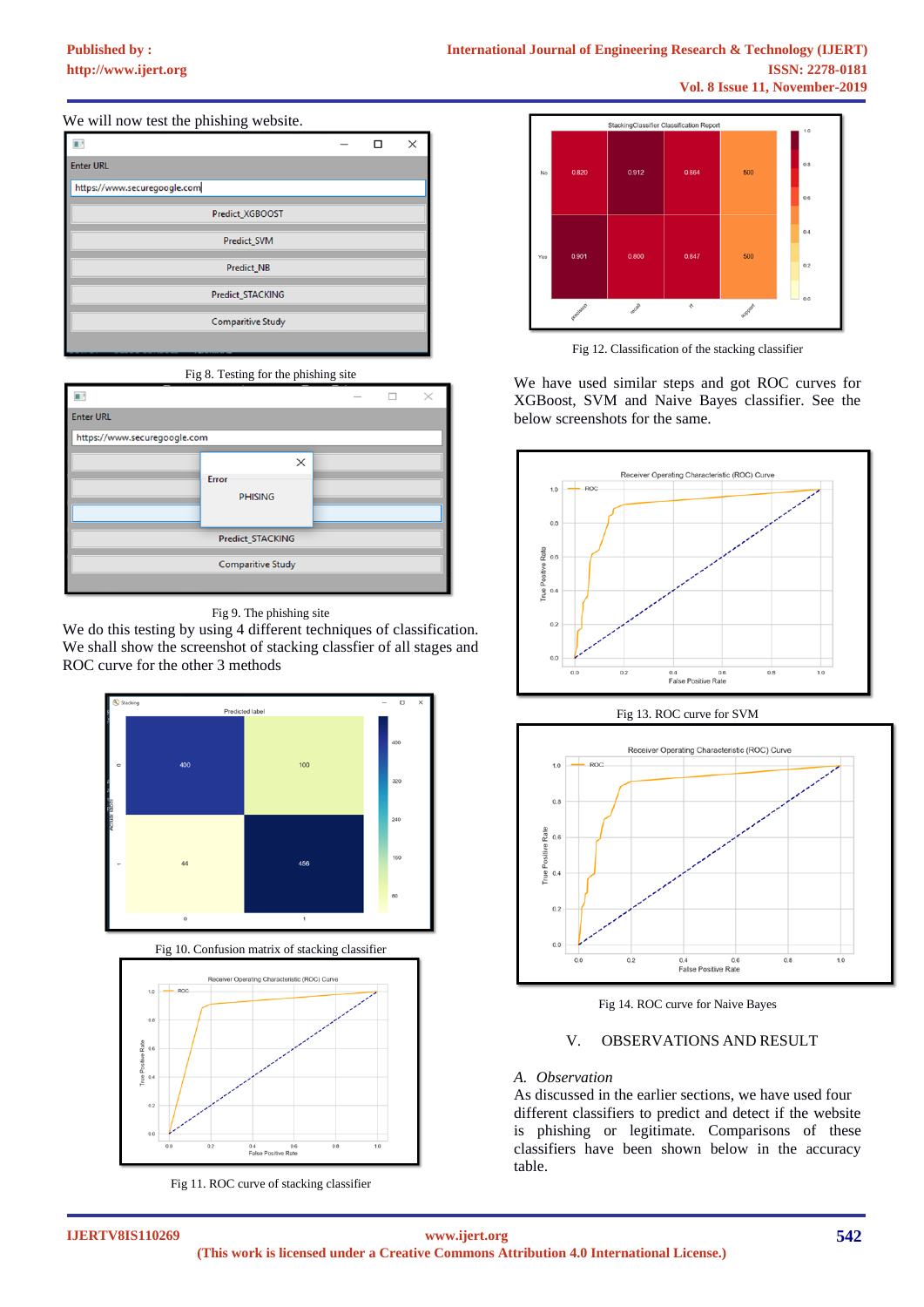We will now test the phishing website.

Fig 8. Testing for the phishing site

Fig 9. The phishing site

We do this testing by using 4 different techniques of classification. We shall show the screenshot of stacking classfier of all stages and ROC curve for the other 3 methods

Fig 10. Confusion matrix of stacking classifier

Fig 11. ROC curve of stacking classifier

Fig 12. Classification of the stacking classifier

We have used similar steps and got ROC curves for XGBoost, SVM and Naive Bayes classifier. See the below screenshots for the same.

Fig 13. ROC curve for SVM

Fig 14. ROC curve for Naive Bayes

## V. OBSERVATIONS AND RESULT

### *A. Observation*

As discussed in the earlier sections, we have used four different classifiers to predict and detect if the website is phishing or legitimate. Comparisons of these classifiers have been shown below in the accuracy table.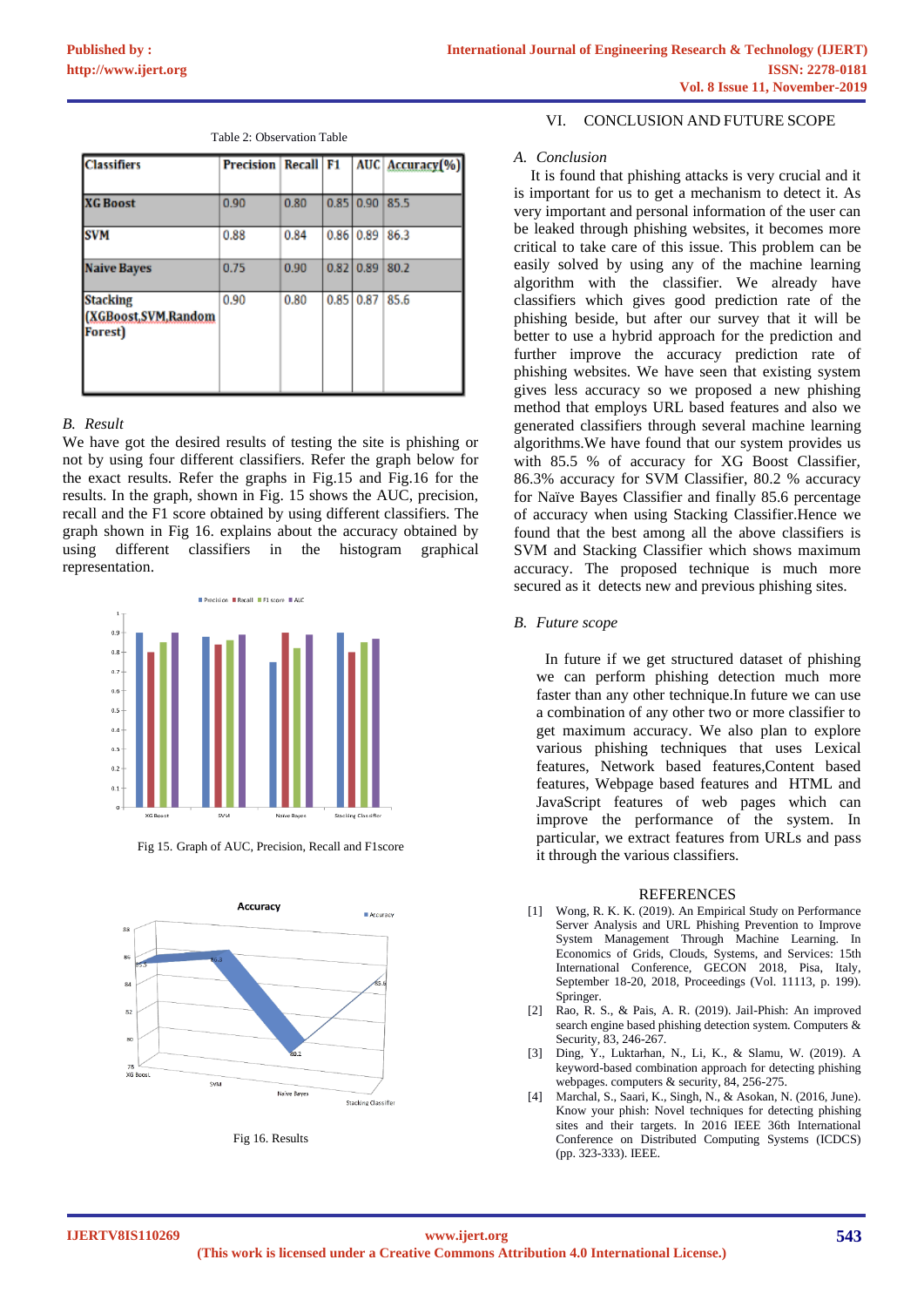Table 2: Observation Table

| Classifiers | Precision | Recall | F1 | AUC | Accuracy(%) |
|---|---|---|---|---|---|
| XG Boost | 0.90 | 0.80 | 0.85 | 0.90 | 85.5 |
| SVM | 0.88 | 0.84 | 0.86 | 0.89 | 86.3 |
| Naive Bayes | 0.75 | 0.90 | 0.82 | 0.89 | 80.2 |
| Stacking (XGBoost,SVM,Random Forest) | 0.90 | 0.80 | 0.85 | 0.87 | 85.6 |

### B. Result

We have got the desired results of testing the site is phishing or not by using four different classifiers. Refer the graph below for the exact results. Refer the graphs in Fig.15 and Fig.16 for the results. In the graph, shown in Fig. 15 shows the AUC, precision, recall and the F1 score obtained by using different classifiers. The graph shown in Fig 16. explains about the accuracy obtained by using different classifiers in the histogram graphical representation.

Fig 15. Graph of AUC, Precision, Recall and F1score

Fig 16. Results

## VI. CONCLUSION AND FUTURE SCOPE

### A. Conclusion

It is found that phishing attacks is very crucial and it is important for us to get a mechanism to detect it. As very important and personal information of the user can be leaked through phishing websites, it becomes more critical to take care of this issue. This problem can be easily solved by using any of the machine learning algorithm with the classifier. We already have classifiers which gives good prediction rate of the phishing beside, but after our survey that it will be better to use a hybrid approach for the prediction and further improve the accuracy prediction rate of phishing websites. We have seen that existing system gives less accuracy so we proposed a new phishing method that employs URL based features and also we generated classifiers through several machine learning algorithms.We have found that our system provides us with 85.5 % of accuracy for XG Boost Classifier, 86.3% accuracy for SVM Classifier, 80.2 % accuracy for Naïve Bayes Classifier and finally 85.6 percentage of accuracy when using Stacking Classifier.Hence we found that the best among all the above classifiers is SVM and Stacking Classifier which shows maximum accuracy. The proposed technique is much more secured as it detects new and previous phishing sites.

### B. Future scope

In future if we get structured dataset of phishing we can perform phishing detection much more faster than any other technique.In future we can use a combination of any other two or more classifier to get maximum accuracy. We also plan to explore various phishing techniques that uses Lexical features, Network based features,Content based features, Webpage based features and HTML and JavaScript features of web pages which can improve the performance of the system. In particular, we extract features from URLs and pass it through the various classifiers.

## REFERENCES

[1] Wong, R. K. K. (2019). An Empirical Study on Performance Server Analysis and URL Phishing Prevention to Improve System Management Through Machine Learning. In Economics of Grids, Clouds, Systems, and Services: 15th International Conference, GECON 2018, Pisa, Italy, September 18-20, 2018, Proceedings (Vol. 11113, p. 199). Springer.

[2] Rao, R. S., & Pais, A. R. (2019). Jail-Phish: An improved search engine based phishing detection system. Computers & Security, 83, 246-267.

[3] Ding, Y., Luktarhan, N., Li, K., & Slamu, W. (2019). A keyword-based combination approach for detecting phishing webpages. computers & security, 84, 256-275.

[4] Marchal, S., Saari, K., Singh, N., & Asokan, N. (2016, June). Know your phish: Novel techniques for detecting phishing sites and their targets. In 2016 IEEE 36th International Conference on Distributed Computing Systems (ICDCS) (pp. 323-333). IEEE.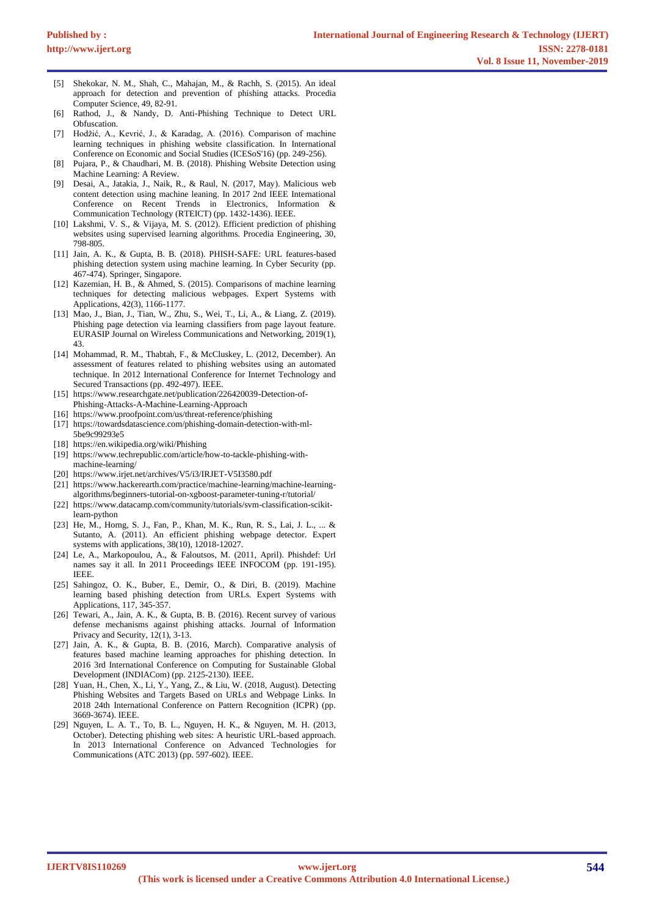[5] Shekokar, N. M., Shah, C., Mahajan, M., & Rachh, S. (2015). An ideal approach for detection and prevention of phishing attacks. Procedia Computer Science, 49, 82-91.

[6] Rathod, J., & Nandy, D. Anti-Phishing Technique to Detect URL Obfuscation.

[7] Hodžić, A., Kevrić, J., & Karadag, A. (2016). Comparison of machine learning techniques in phishing website classification. In International Conference on Economic and Social Studies (ICESoS'16) (pp. 249-256).

[8] Pujara, P., & Chaudhari, M. B. (2018). Phishing Website Detection using Machine Learning: A Review.

[9] Desai, A., Jatakia, J., Naik, R., & Raul, N. (2017, May). Malicious web content detection using machine leaning. In 2017 2nd IEEE International Conference on Recent Trends in Electronics, Information & Communication Technology (RTEICT) (pp. 1432-1436). IEEE.

[10] Lakshmi, V. S., & Vijaya, M. S. (2012). Efficient prediction of phishing websites using supervised learning algorithms. Procedia Engineering, 30, 798-805.

[11] Jain, A. K., & Gupta, B. B. (2018). PHISH-SAFE: URL features-based phishing detection system using machine learning. In Cyber Security (pp. 467-474). Springer, Singapore.

[12] Kazemian, H. B., & Ahmed, S. (2015). Comparisons of machine learning techniques for detecting malicious webpages. Expert Systems with Applications, 42(3), 1166-1177.

[13] Mao, J., Bian, J., Tian, W., Zhu, S., Wei, T., Li, A., & Liang, Z. (2019). Phishing page detection via learning classifiers from page layout feature. EURASIP Journal on Wireless Communications and Networking, 2019(1), 43.

[14] Mohammad, R. M., Thabtah, F., & McCluskey, L. (2012, December). An assessment of features related to phishing websites using an automated technique. In 2012 International Conference for Internet Technology and Secured Transactions (pp. 492-497). IEEE.

[15] https://www.researchgate.net/publication/226420039-Detection-of-Phishing-Attacks-A-Machine-Learning-Approach

[16] https://www.proofpoint.com/us/threat-reference/phishing

[17] https://towardsdatascience.com/phishing-domain-detection-with-ml-5be9c99293e5

[18] https://en.wikipedia.org/wiki/Phishing

[19] https://www.techrepublic.com/article/how-to-tackle-phishing-with-machine-learning/

[20] https://www.irjet.net/archives/V5/i3/IRJET-V5I3580.pdf

[21] https://www.hackerearth.com/practice/machine-learning/machine-learning-algorithms/beginners-tutorial-on-xgboost-parameter-tuning-r/tutorial/

[22] https://www.datacamp.com/community/tutorials/svm-classification-scikit-learn-python

[23] He, M., Horng, S. J., Fan, P., Khan, M. K., Run, R. S., Lai, J. L., ... & Sutanto, A. (2011). An efficient phishing webpage detector. Expert systems with applications, 38(10), 12018-12027.

[24] Le, A., Markopoulou, A., & Faloutsos, M. (2011, April). Phishdef: Url names say it all. In 2011 Proceedings IEEE INFOCOM (pp. 191-195). IEEE.

[25] Sahingoz, O. K., Buber, E., Demir, O., & Diri, B. (2019). Machine learning based phishing detection from URLs. Expert Systems with Applications, 117, 345-357.

[26] Tewari, A., Jain, A. K., & Gupta, B. B. (2016). Recent survey of various defense mechanisms against phishing attacks. Journal of Information Privacy and Security, 12(1), 3-13.

[27] Jain, A. K., & Gupta, B. B. (2016, March). Comparative analysis of features based machine learning approaches for phishing detection. In 2016 3rd International Conference on Computing for Sustainable Global Development (INDIACom) (pp. 2125-2130). IEEE.

[28] Yuan, H., Chen, X., Li, Y., Yang, Z., & Liu, W. (2018, August). Detecting Phishing Websites and Targets Based on URLs and Webpage Links. In 2018 24th International Conference on Pattern Recognition (ICPR) (pp. 3669-3674). IEEE.

[29] Nguyen, L. A. T., To, B. L., Nguyen, H. K., & Nguyen, M. H. (2013, October). Detecting phishing web sites: A heuristic URL-based approach. In 2013 International Conference on Advanced Technologies for Communications (ATC 2013) (pp. 597-602). IEEE.